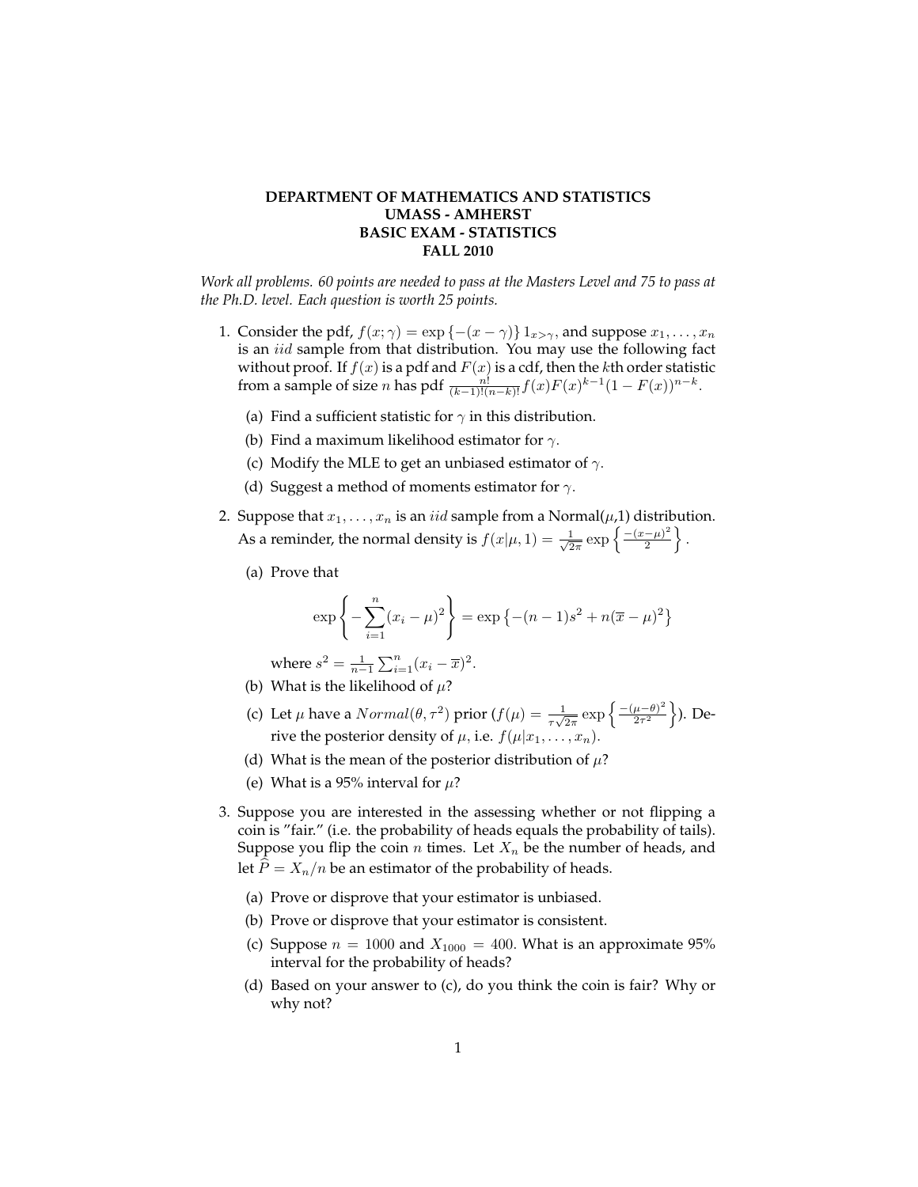**DEPARTMENT OF MATHEMATICS AND STATISTICS**
**UMASS - AMHERST**
**BASIC EXAM - STATISTICS**
**FALL 2010**

*Work all problems. 60 points are needed to pass at the Masters Level and 75 to pass at the Ph.D. level. Each question is worth 25 points.*

1. Consider the pdf, $f(x;\gamma) = \exp\{-(x-\gamma)\} 1_{x>\gamma}$, and suppose $x_1, \ldots, x_n$ is an *iid* sample from that distribution. You may use the following fact without proof. If $f(x)$ is a pdf and $F(x)$ is a cdf, then the $k$th order statistic from a sample of size $n$ has pdf $\frac{n!}{(k-1)!(n-k)!} f(x) F(x)^{k-1} (1-F(x))^{n-k}$.

   (a) Find a sufficient statistic for $\gamma$ in this distribution.

   (b) Find a maximum likelihood estimator for $\gamma$.

   (c) Modify the MLE to get an unbiased estimator of $\gamma$.

   (d) Suggest a method of moments estimator for $\gamma$.

2. Suppose that $x_1, \ldots, x_n$ is an *iid* sample from a Normal($\mu$,1) distribution. As a reminder, the normal density is $f(x|\mu, 1) = \frac{1}{\sqrt{2\pi}} \exp\left\{\frac{-(x-\mu)^2}{2}\right\}$.

   (a) Prove that
   $$\exp\left\{-\sum_{i=1}^{n}(x_i-\mu)^2\right\} = \exp\left\{-(n-1)s^2 + n(\overline{x}-\mu)^2\right\}$$
   where $s^2 = \frac{1}{n-1}\sum_{i=1}^{n}(x_i - \overline{x})^2$.

   (b) What is the likelihood of $\mu$?

   (c) Let $\mu$ have a $Normal(\theta, \tau^2)$ prior ($f(\mu) = \frac{1}{\tau\sqrt{2\pi}} \exp\left\{\frac{-(\mu-\theta)^2}{2\tau^2}\right\}$). Derive the posterior density of $\mu$, i.e. $f(\mu|x_1, \ldots, x_n)$.

   (d) What is the mean of the posterior distribution of $\mu$?

   (e) What is a 95% interval for $\mu$?

3. Suppose you are interested in the assessing whether or not flipping a coin is "fair." (i.e. the probability of heads equals the probability of tails). Suppose you flip the coin $n$ times. Let $X_n$ be the number of heads, and let $\widehat{P} = X_n/n$ be an estimator of the probability of heads.

   (a) Prove or disprove that your estimator is unbiased.

   (b) Prove or disprove that your estimator is consistent.

   (c) Suppose $n = 1000$ and $X_{1000} = 400$. What is an approximate 95% interval for the probability of heads?

   (d) Based on your answer to (c), do you think the coin is fair? Why or why not?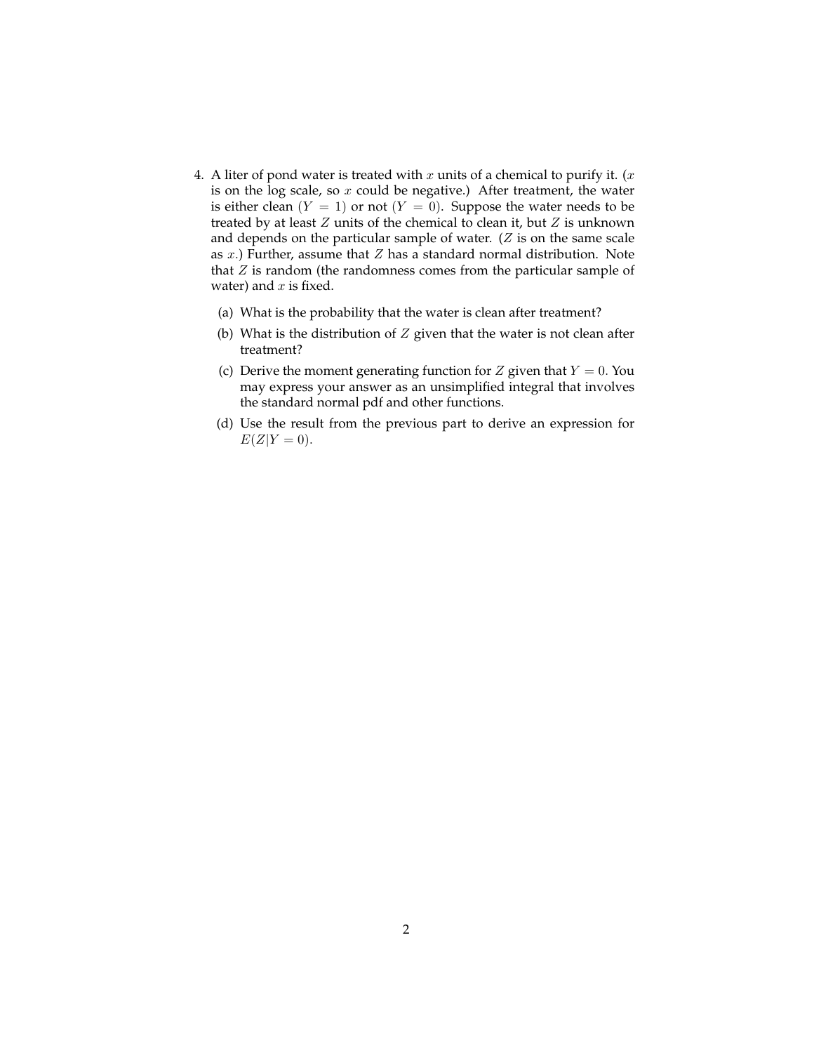4. A liter of pond water is treated with $x$ units of a chemical to purify it. ($x$ is on the log scale, so $x$ could be negative.) After treatment, the water is either clean ($Y = 1$) or not ($Y = 0$). Suppose the water needs to be treated by at least $Z$ units of the chemical to clean it, but $Z$ is unknown and depends on the particular sample of water. ($Z$ is on the same scale as $x$.) Further, assume that $Z$ has a standard normal distribution. Note that $Z$ is random (the randomness comes from the particular sample of water) and $x$ is fixed.

   (a) What is the probability that the water is clean after treatment?

   (b) What is the distribution of $Z$ given that the water is not clean after treatment?

   (c) Derive the moment generating function for $Z$ given that $Y = 0$. You may express your answer as an unsimplified integral that involves the standard normal pdf and other functions.

   (d) Use the result from the previous part to derive an expression for $E(Z|Y = 0)$.